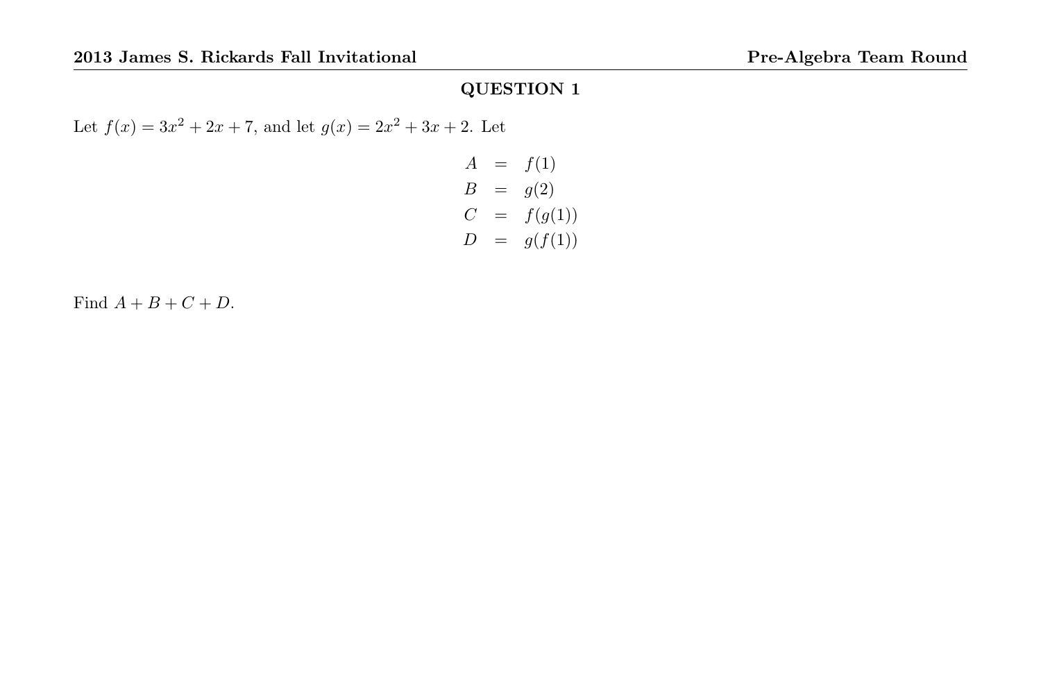## QUESTION 1

Let $f(x) = 3x^2 + 2x + 7$, and let $g(x) = 2x^2 + 3x + 2$. Let

$$
\begin{aligned}
A &= f(1) \\
B &= g(2) \\
C &= f(g(1)) \\
D &= g(f(1))
\end{aligned}
$$

Find $A + B + C + D$.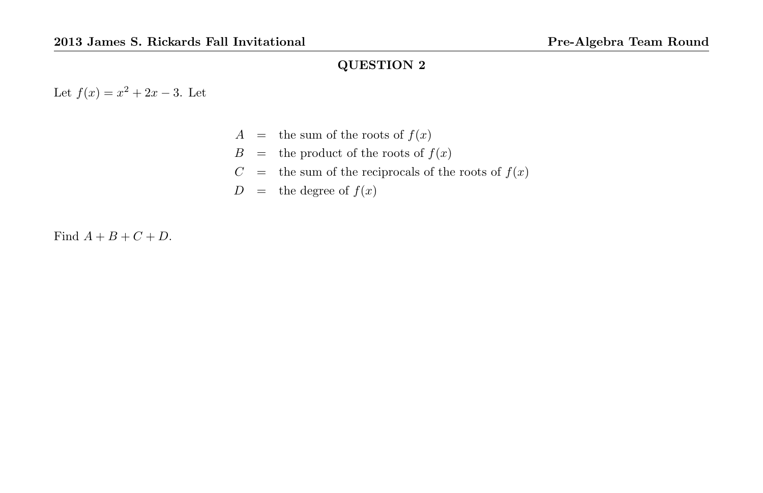## QUESTION 2

Let $f(x) = x^2 + 2x - 3$. Let

$$
\begin{aligned}
A &= \text{the sum of the roots of } f(x) \\
B &= \text{the product of the roots of } f(x) \\
C &= \text{the sum of the reciprocals of the roots of } f(x) \\
D &= \text{the degree of } f(x)
\end{aligned}
$$

Find $A + B + C + D$.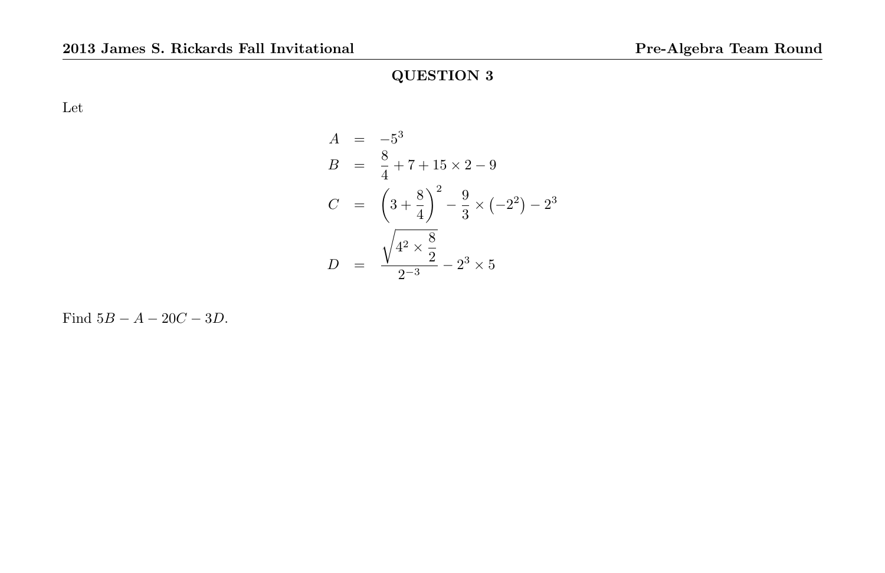## QUESTION 3

Let

$$
\begin{aligned}
A &= -5^3 \\
B &= \frac{8}{4} + 7 + 15 \times 2 - 9 \\
C &= \left(3 + \frac{8}{4}\right)^2 - \frac{9}{3} \times \left(-2^2\right) - 2^3 \\
D &= \frac{\sqrt{4^2 \times \frac{8}{2}}}{2^{-3}} - 2^3 \times 5
\end{aligned}
$$

Find $5B - A - 20C - 3D$.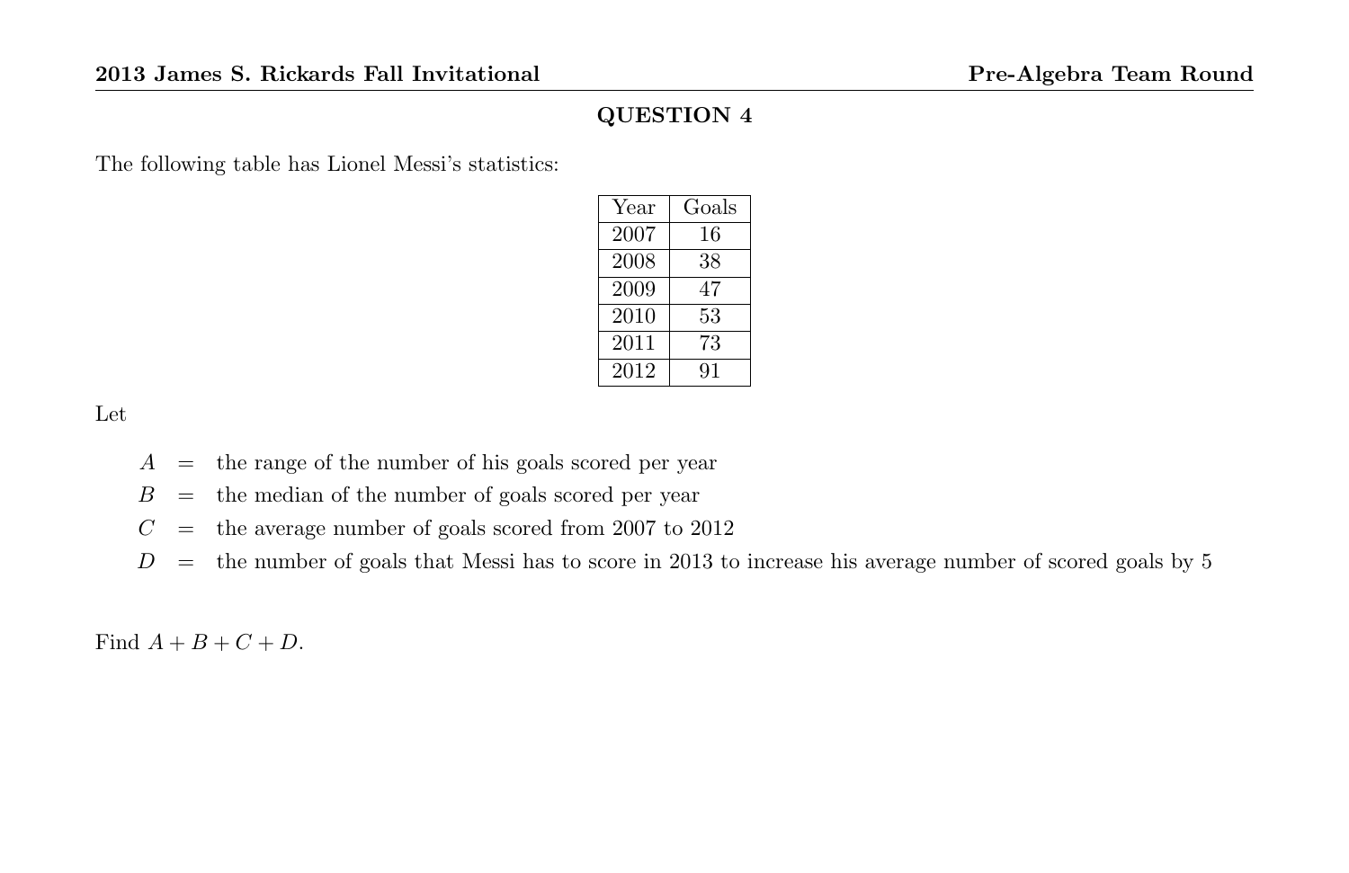## QUESTION 4

The following table has Lionel Messi's statistics:

| Year | Goals |
|---|---|
| 2007 | 16 |
| 2008 | 38 |
| 2009 | 47 |
| 2010 | 53 |
| 2011 | 73 |
| 2012 | 91 |

Let

$A$ = the range of the number of his goals scored per year

$B$ = the median of the number of goals scored per year

$C$ = the average number of goals scored from 2007 to 2012

$D$ = the number of goals that Messi has to score in 2013 to increase his average number of scored goals by 5

Find $A + B + C + D$.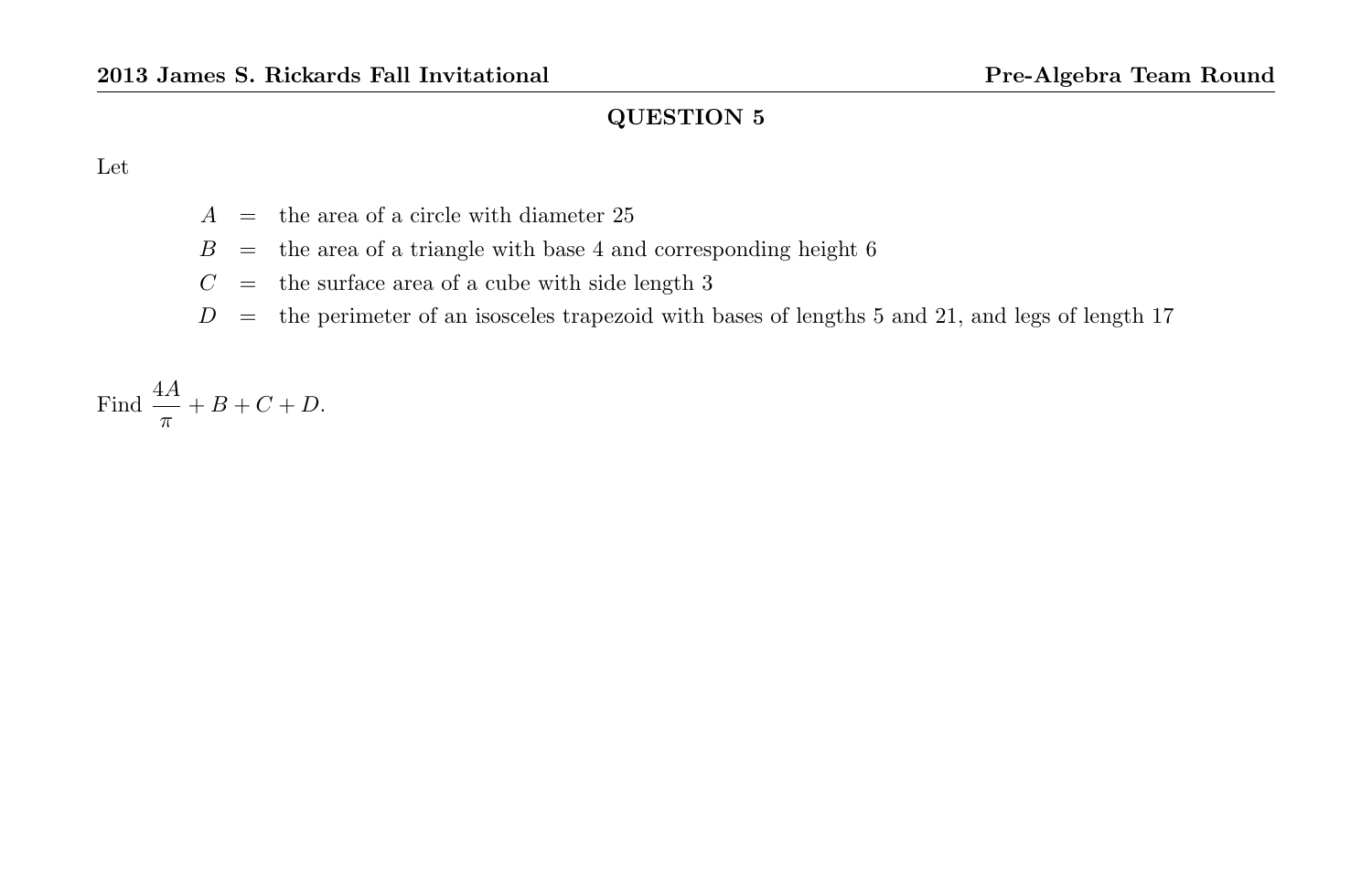## QUESTION 5

Let

$$
\begin{aligned}
A &= \text{the area of a circle with diameter 25} \\
B &= \text{the area of a triangle with base 4 and corresponding height 6} \\
C &= \text{the surface area of a cube with side length 3} \\
D &= \text{the perimeter of an isosceles trapezoid with bases of lengths 5 and 21, and legs of length 17}
\end{aligned}
$$

Find $\dfrac{4A}{\pi} + B + C + D$.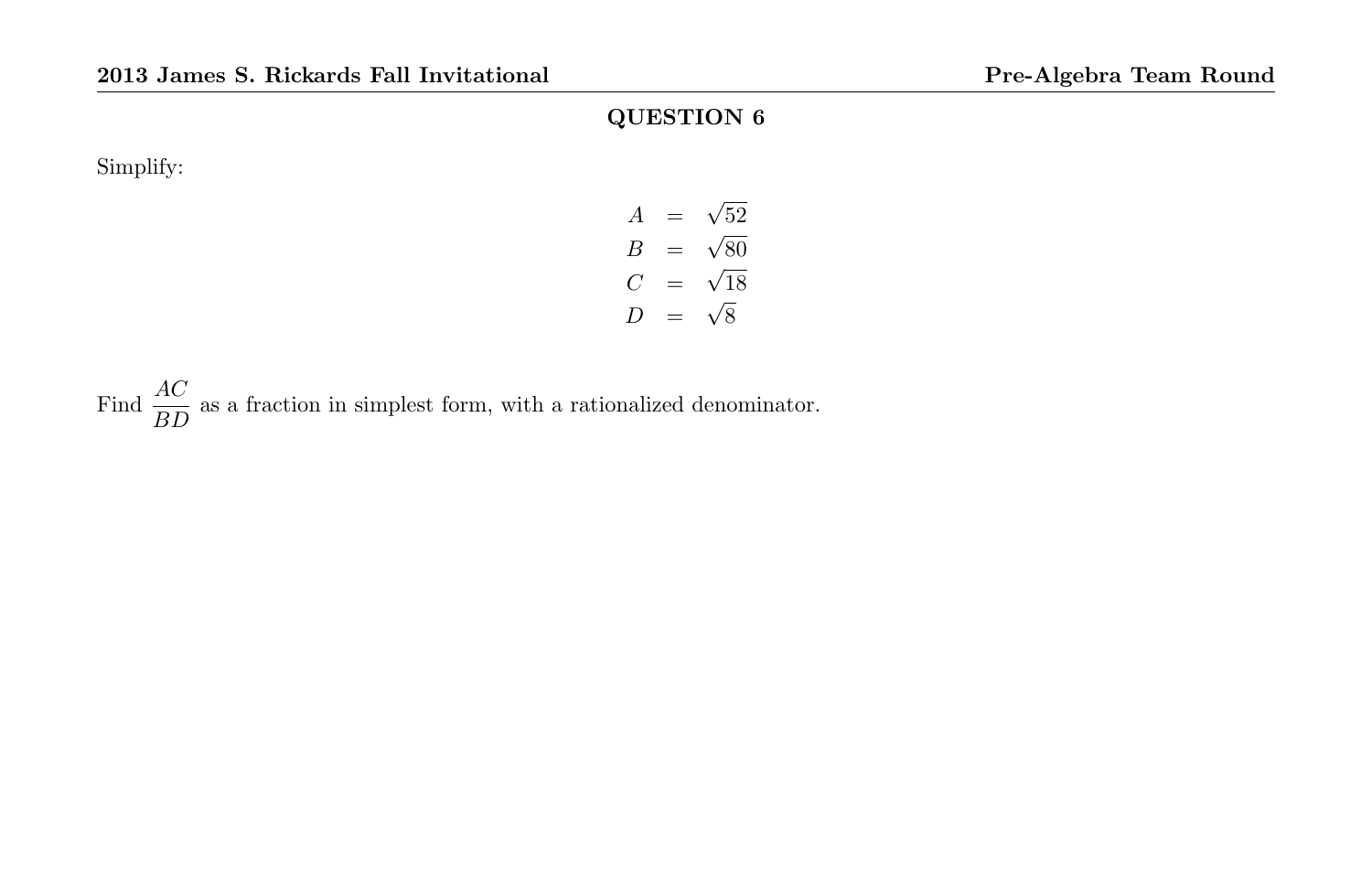## QUESTION 6

Simplify:

$$
\begin{aligned}
A &= \sqrt{52} \\
B &= \sqrt{80} \\
C &= \sqrt{18} \\
D &= \sqrt{8}
\end{aligned}
$$

Find $\dfrac{AC}{BD}$ as a fraction in simplest form, with a rationalized denominator.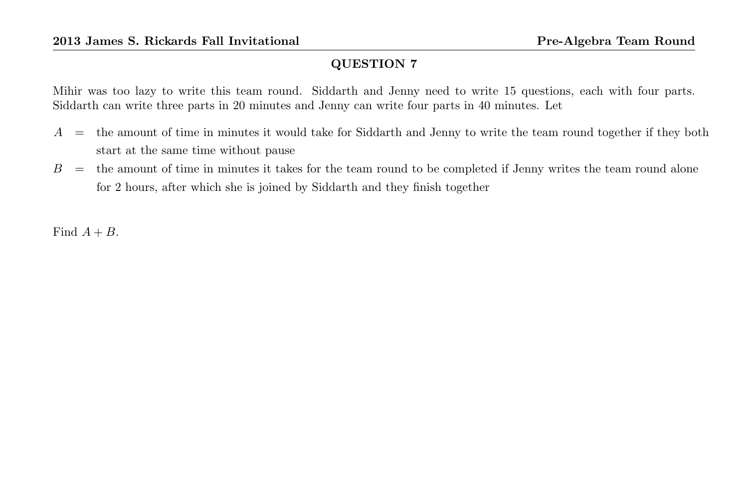## QUESTION 7

Mihir was too lazy to write this team round. Siddarth and Jenny need to write 15 questions, each with four parts. Siddarth can write three parts in 20 minutes and Jenny can write four parts in 40 minutes. Let

- $A$ = the amount of time in minutes it would take for Siddarth and Jenny to write the team round together if they both start at the same time without pause
- $B$ = the amount of time in minutes it takes for the team round to be completed if Jenny writes the team round alone for 2 hours, after which she is joined by Siddarth and they finish together

Find $A + B$.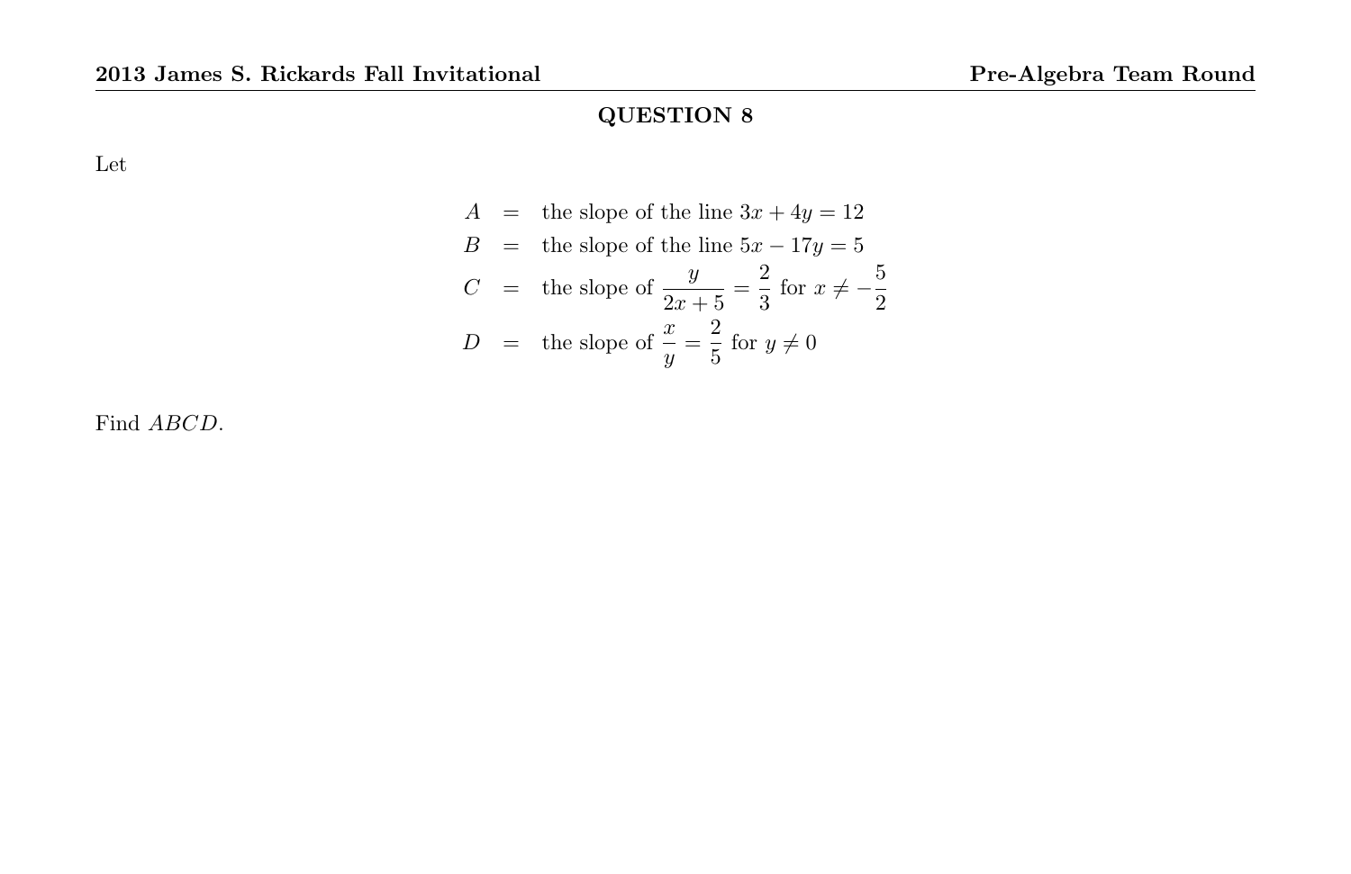## QUESTION 8

Let

$$
\begin{aligned}
A &= \text{the slope of the line } 3x + 4y = 12 \\
B &= \text{the slope of the line } 5x - 17y = 5 \\
C &= \text{the slope of } \frac{y}{2x+5} = \frac{2}{3} \text{ for } x \neq -\frac{5}{2} \\
D &= \text{the slope of } \frac{x}{y} = \frac{2}{5} \text{ for } y \neq 0
\end{aligned}
$$

Find $ABCD$.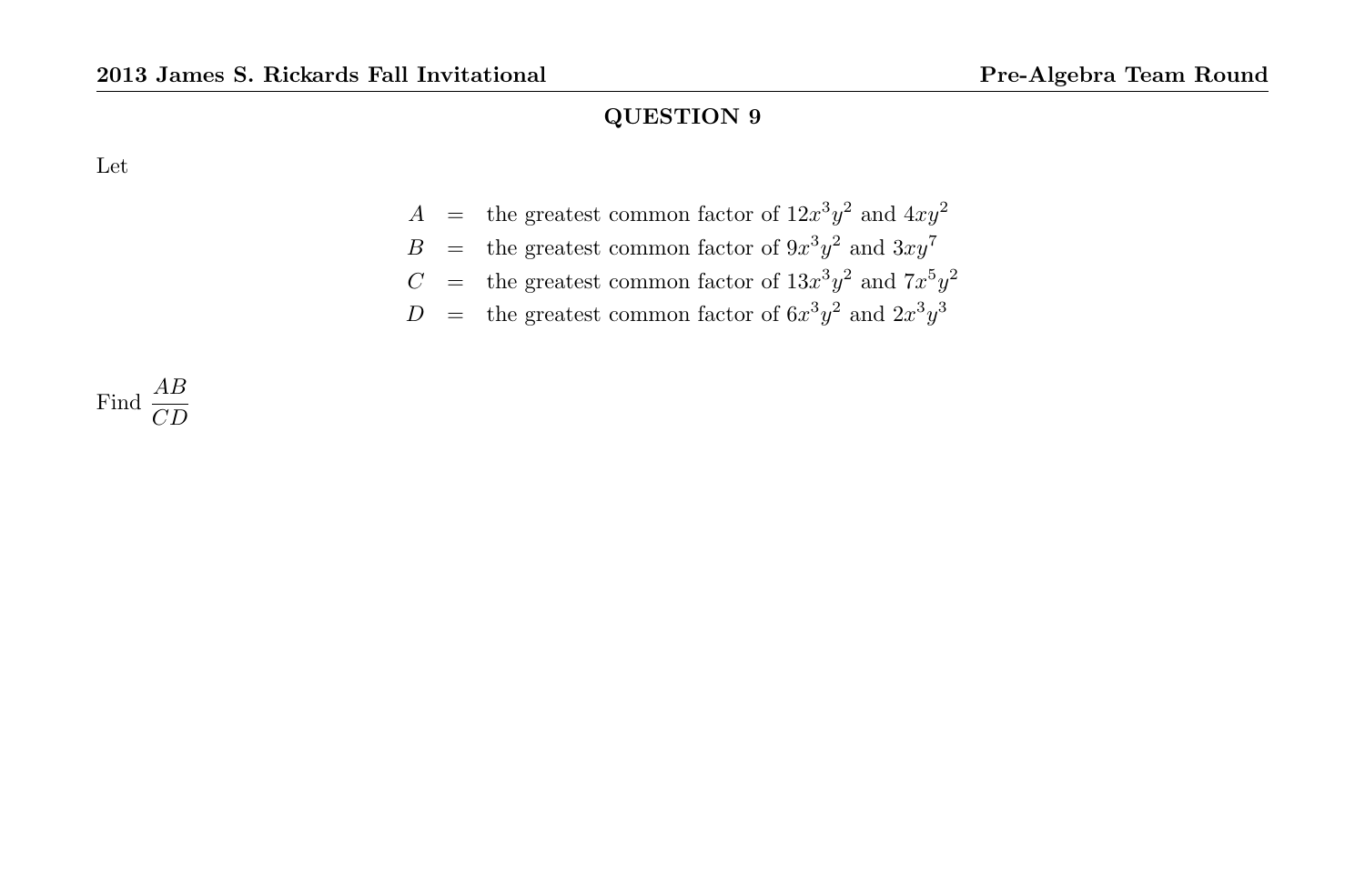## QUESTION 9

Let

$$
\begin{aligned}
A &= \text{the greatest common factor of } 12x^3y^2 \text{ and } 4xy^2 \\
B &= \text{the greatest common factor of } 9x^3y^2 \text{ and } 3xy^7 \\
C &= \text{the greatest common factor of } 13x^3y^2 \text{ and } 7x^5y^2 \\
D &= \text{the greatest common factor of } 6x^3y^2 \text{ and } 2x^3y^3
\end{aligned}
$$

Find $\dfrac{AB}{CD}$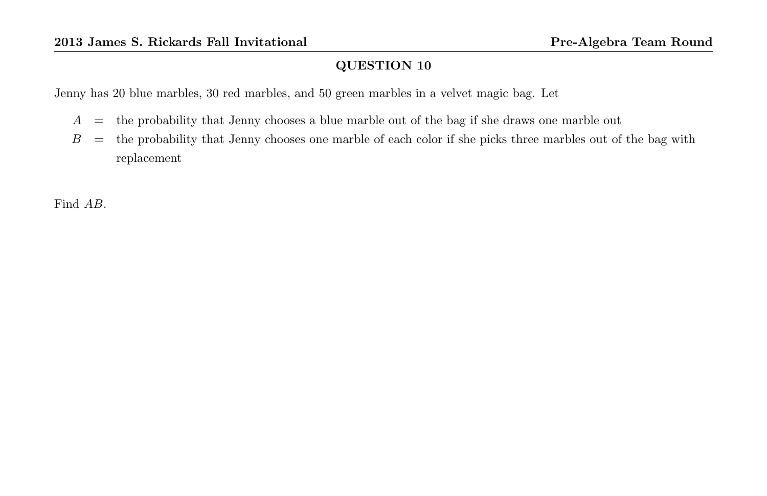## QUESTION 10

Jenny has 20 blue marbles, 30 red marbles, and 50 green marbles in a velvet magic bag. Let

- $A$ = the probability that Jenny chooses a blue marble out of the bag if she draws one marble out
- $B$ = the probability that Jenny chooses one marble of each color if she picks three marbles out of the bag with replacement

Find $AB$.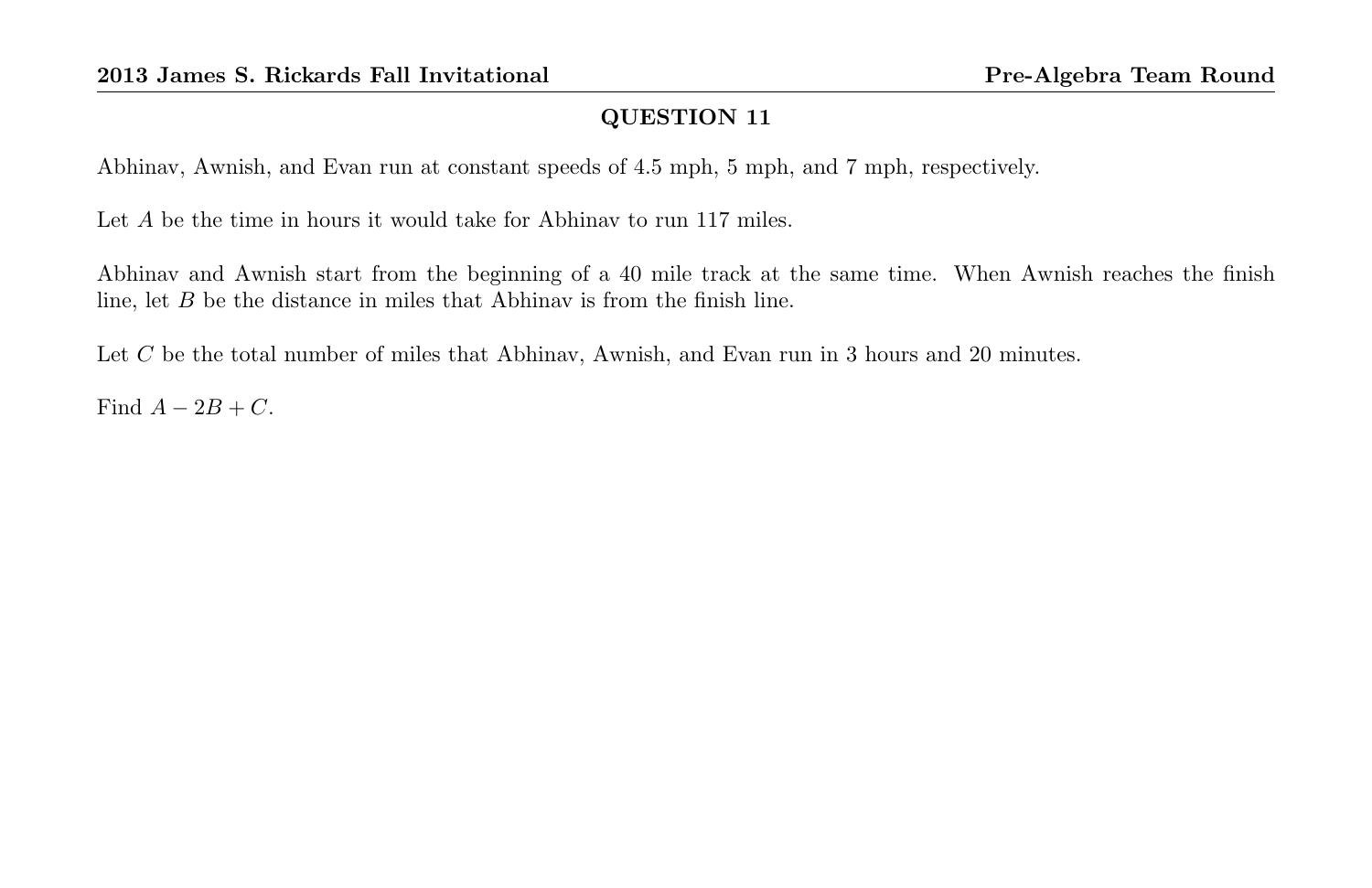## QUESTION 11

Abhinav, Awnish, and Evan run at constant speeds of 4.5 mph, 5 mph, and 7 mph, respectively.

Let $A$ be the time in hours it would take for Abhinav to run 117 miles.

Abhinav and Awnish start from the beginning of a 40 mile track at the same time. When Awnish reaches the finish line, let $B$ be the distance in miles that Abhinav is from the finish line.

Let $C$ be the total number of miles that Abhinav, Awnish, and Evan run in 3 hours and 20 minutes.

Find $A - 2B + C$.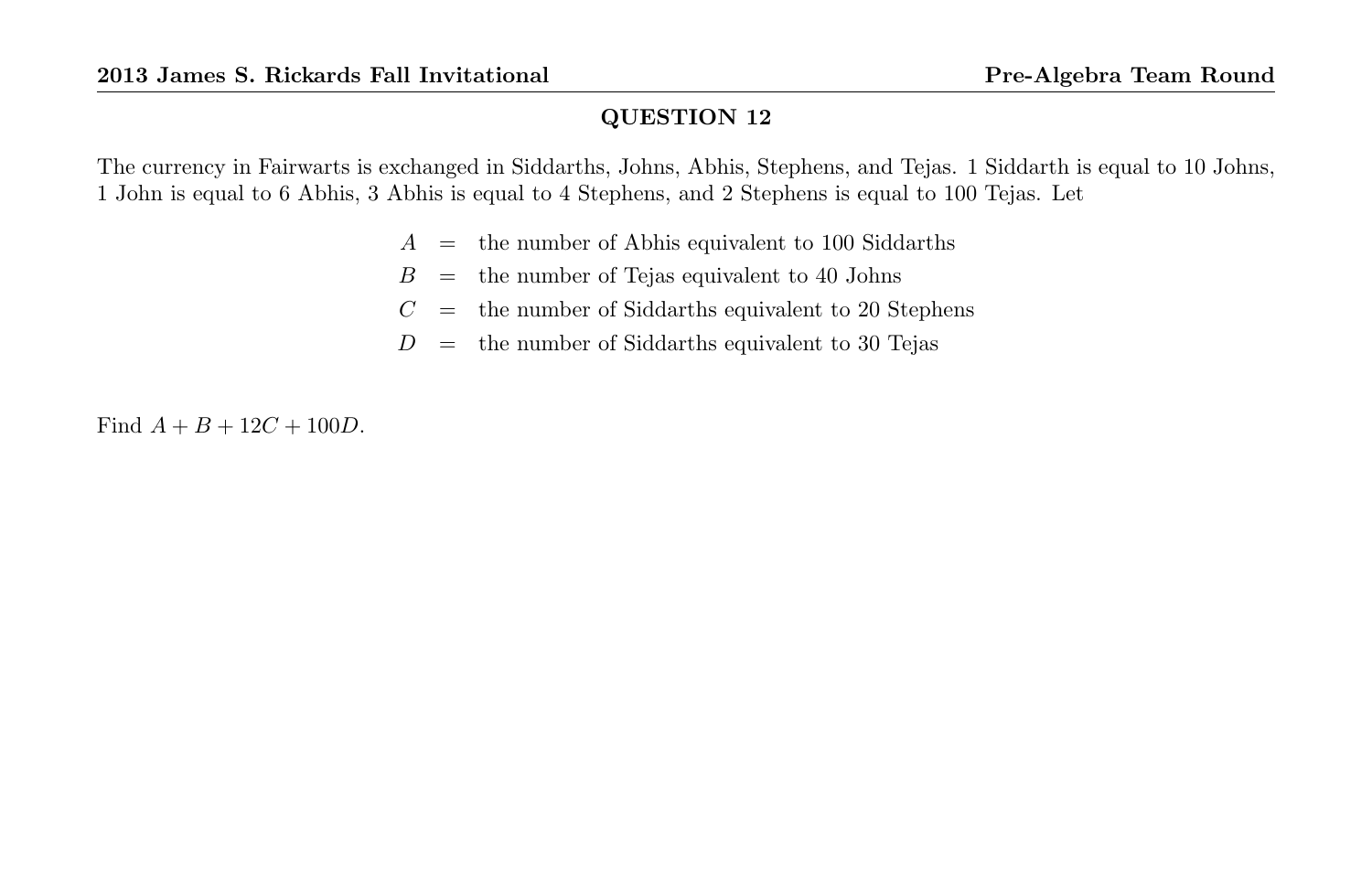## QUESTION 12

The currency in Fairwarts is exchanged in Siddarths, Johns, Abhis, Stephens, and Tejas. 1 Siddarth is equal to 10 Johns, 1 John is equal to 6 Abhis, 3 Abhis is equal to 4 Stephens, and 2 Stephens is equal to 100 Tejas. Let

$$
\begin{aligned}
A &= \text{the number of Abhis equivalent to 100 Siddarths} \\
B &= \text{the number of Tejas equivalent to 40 Johns} \\
C &= \text{the number of Siddarths equivalent to 20 Stephens} \\
D &= \text{the number of Siddarths equivalent to 30 Tejas}
\end{aligned}
$$

Find $A + B + 12C + 100D$.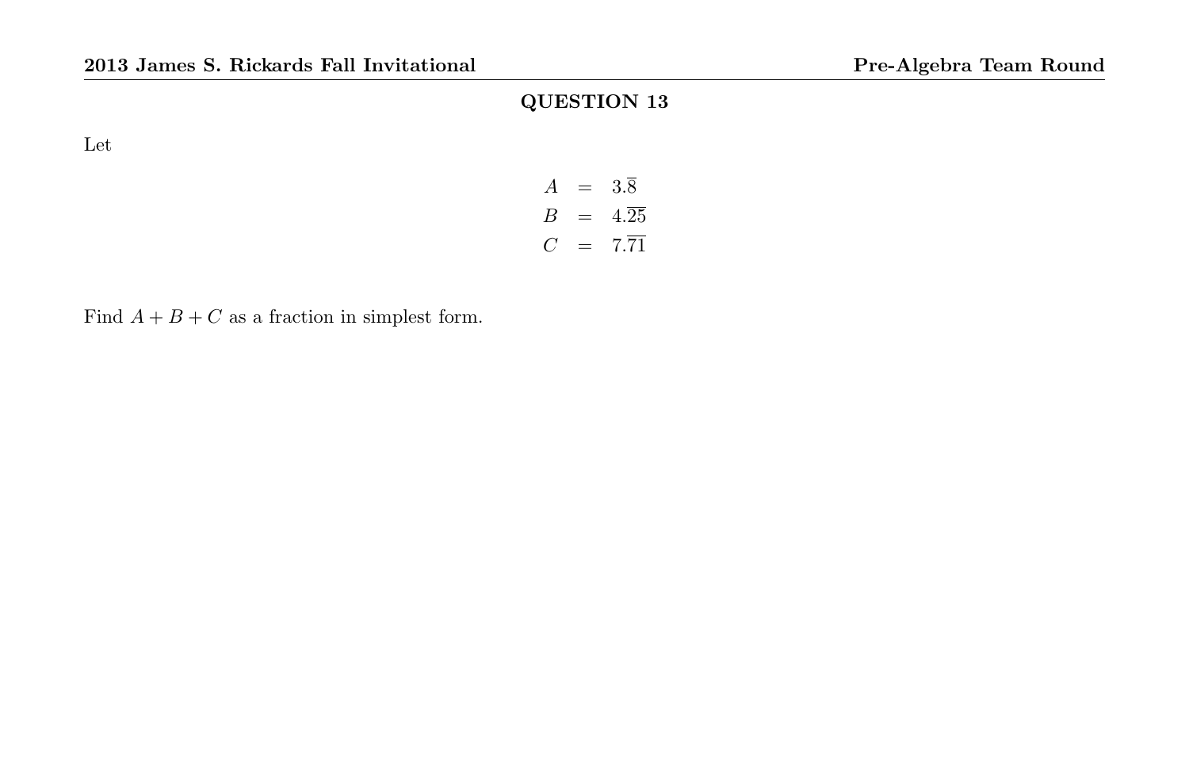## QUESTION 13

Let

$$
\begin{aligned}
A &= 3.\overline{8} \\
B &= 4.\overline{25} \\
C &= 7.\overline{71}
\end{aligned}
$$

Find $A + B + C$ as a fraction in simplest form.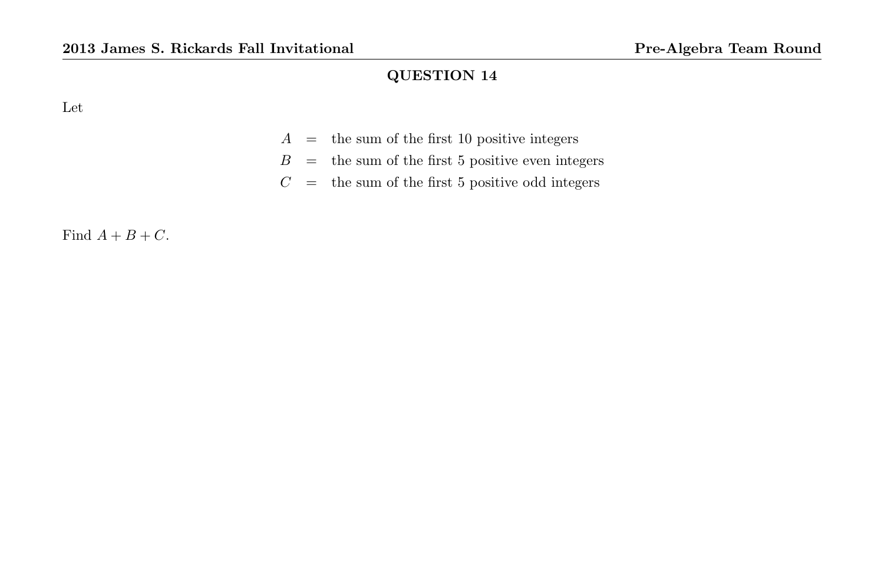## QUESTION 14

Let

$$\begin{aligned} A &= \text{the sum of the first 10 positive integers} \\ B &= \text{the sum of the first 5 positive even integers} \\ C &= \text{the sum of the first 5 positive odd integers} \end{aligned}$$

Find $A + B + C$.